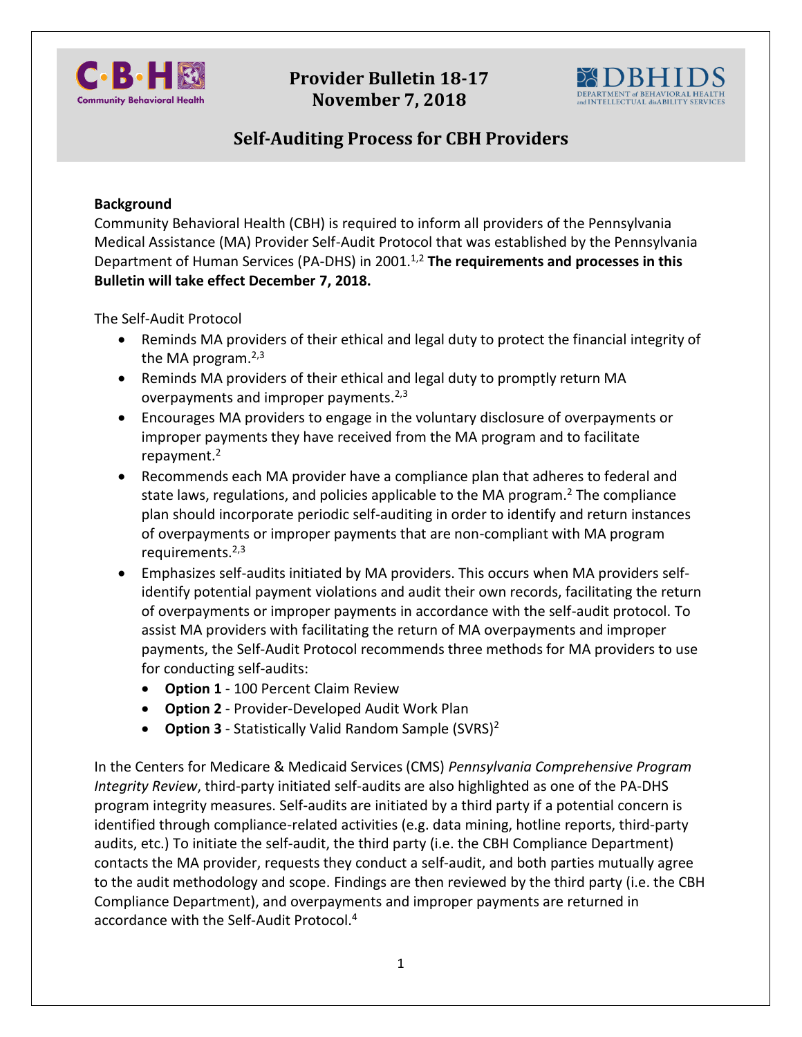# Provider Bulletin 18-17
# November 7, 2018

## Self-Auditing Process for CBH Providers

**Background**

Community Behavioral Health (CBH) is required to inform all providers of the Pennsylvania Medical Assistance (MA) Provider Self-Audit Protocol that was established by the Pennsylvania Department of Human Services (PA-DHS) in 2001.[1,2] **The requirements and processes in this Bulletin will take effect December 7, 2018.**

The Self-Audit Protocol

- Reminds MA providers of their ethical and legal duty to protect the financial integrity of the MA program.[2,3]
- Reminds MA providers of their ethical and legal duty to promptly return MA overpayments and improper payments.[2,3]
- Encourages MA providers to engage in the voluntary disclosure of overpayments or improper payments they have received from the MA program and to facilitate repayment.[2]
- Recommends each MA provider have a compliance plan that adheres to federal and state laws, regulations, and policies applicable to the MA program.[2] The compliance plan should incorporate periodic self-auditing in order to identify and return instances of overpayments or improper payments that are non-compliant with MA program requirements.[2,3]
- Emphasizes self-audits initiated by MA providers. This occurs when MA providers self-identify potential payment violations and audit their own records, facilitating the return of overpayments or improper payments in accordance with the self-audit protocol. To assist MA providers with facilitating the return of MA overpayments and improper payments, the Self-Audit Protocol recommends three methods for MA providers to use for conducting self-audits:
  - **Option 1** - 100 Percent Claim Review
  - **Option 2** - Provider-Developed Audit Work Plan
  - **Option 3** - Statistically Valid Random Sample (SVRS)[2]

In the Centers for Medicare & Medicaid Services (CMS) *Pennsylvania Comprehensive Program Integrity Review*, third-party initiated self-audits are also highlighted as one of the PA-DHS program integrity measures. Self-audits are initiated by a third party if a potential concern is identified through compliance-related activities (e.g. data mining, hotline reports, third-party audits, etc.) To initiate the self-audit, the third party (i.e. the CBH Compliance Department) contacts the MA provider, requests they conduct a self-audit, and both parties mutually agree to the audit methodology and scope. Findings are then reviewed by the third party (i.e. the CBH Compliance Department), and overpayments and improper payments are returned in accordance with the Self-Audit Protocol.[4]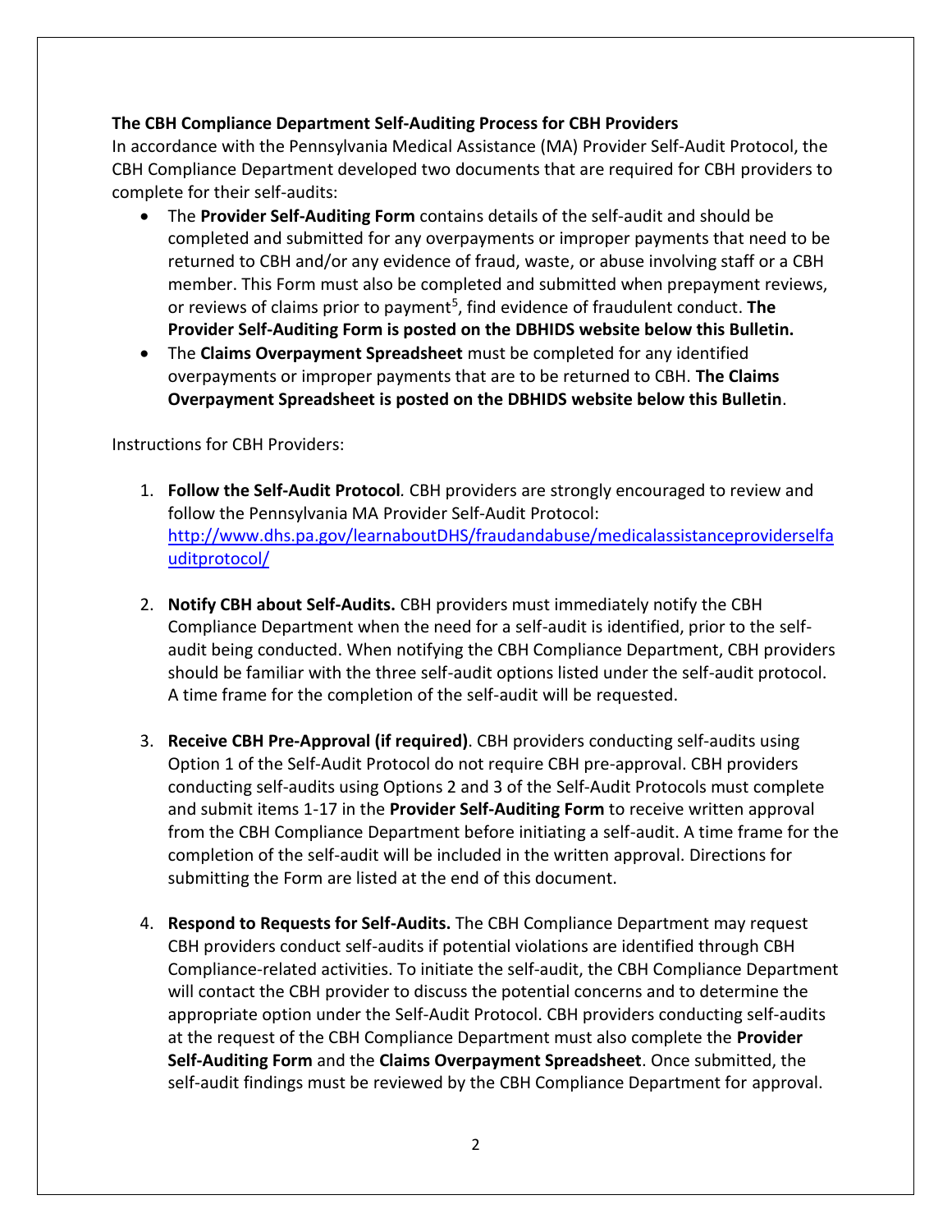**The CBH Compliance Department Self-Auditing Process for CBH Providers**

In accordance with the Pennsylvania Medical Assistance (MA) Provider Self-Audit Protocol, the CBH Compliance Department developed two documents that are required for CBH providers to complete for their self-audits:

- The **Provider Self-Auditing Form** contains details of the self-audit and should be completed and submitted for any overpayments or improper payments that need to be returned to CBH and/or any evidence of fraud, waste, or abuse involving staff or a CBH member. This Form must also be completed and submitted when prepayment reviews, or reviews of claims prior to payment[5], find evidence of fraudulent conduct. **The Provider Self-Auditing Form is posted on the DBHIDS website below this Bulletin.**
- The **Claims Overpayment Spreadsheet** must be completed for any identified overpayments or improper payments that are to be returned to CBH. **The Claims Overpayment Spreadsheet is posted on the DBHIDS website below this Bulletin**.

Instructions for CBH Providers:

1. **Follow the Self-Audit Protocol***.* CBH providers are strongly encouraged to review and follow the Pennsylvania MA Provider Self-Audit Protocol: [http://www.dhs.pa.gov/learnaboutDHS/fraudandabuse/medicalassistanceproviderselfauditprotocol/](http://www.dhs.pa.gov/learnaboutDHS/fraudandabuse/medicalassistanceproviderselfauditprotocol/)

2. **Notify CBH about Self-Audits.** CBH providers must immediately notify the CBH Compliance Department when the need for a self-audit is identified, prior to the self-audit being conducted. When notifying the CBH Compliance Department, CBH providers should be familiar with the three self-audit options listed under the self-audit protocol. A time frame for the completion of the self-audit will be requested.

3. **Receive CBH Pre-Approval (if required)**. CBH providers conducting self-audits using Option 1 of the Self-Audit Protocol do not require CBH pre-approval. CBH providers conducting self-audits using Options 2 and 3 of the Self-Audit Protocols must complete and submit items 1-17 in the **Provider Self-Auditing Form** to receive written approval from the CBH Compliance Department before initiating a self-audit. A time frame for the completion of the self-audit will be included in the written approval. Directions for submitting the Form are listed at the end of this document.

4. **Respond to Requests for Self-Audits.** The CBH Compliance Department may request CBH providers conduct self-audits if potential violations are identified through CBH Compliance-related activities. To initiate the self-audit, the CBH Compliance Department will contact the CBH provider to discuss the potential concerns and to determine the appropriate option under the Self-Audit Protocol. CBH providers conducting self-audits at the request of the CBH Compliance Department must also complete the **Provider Self-Auditing Form** and the **Claims Overpayment Spreadsheet**. Once submitted, the self-audit findings must be reviewed by the CBH Compliance Department for approval.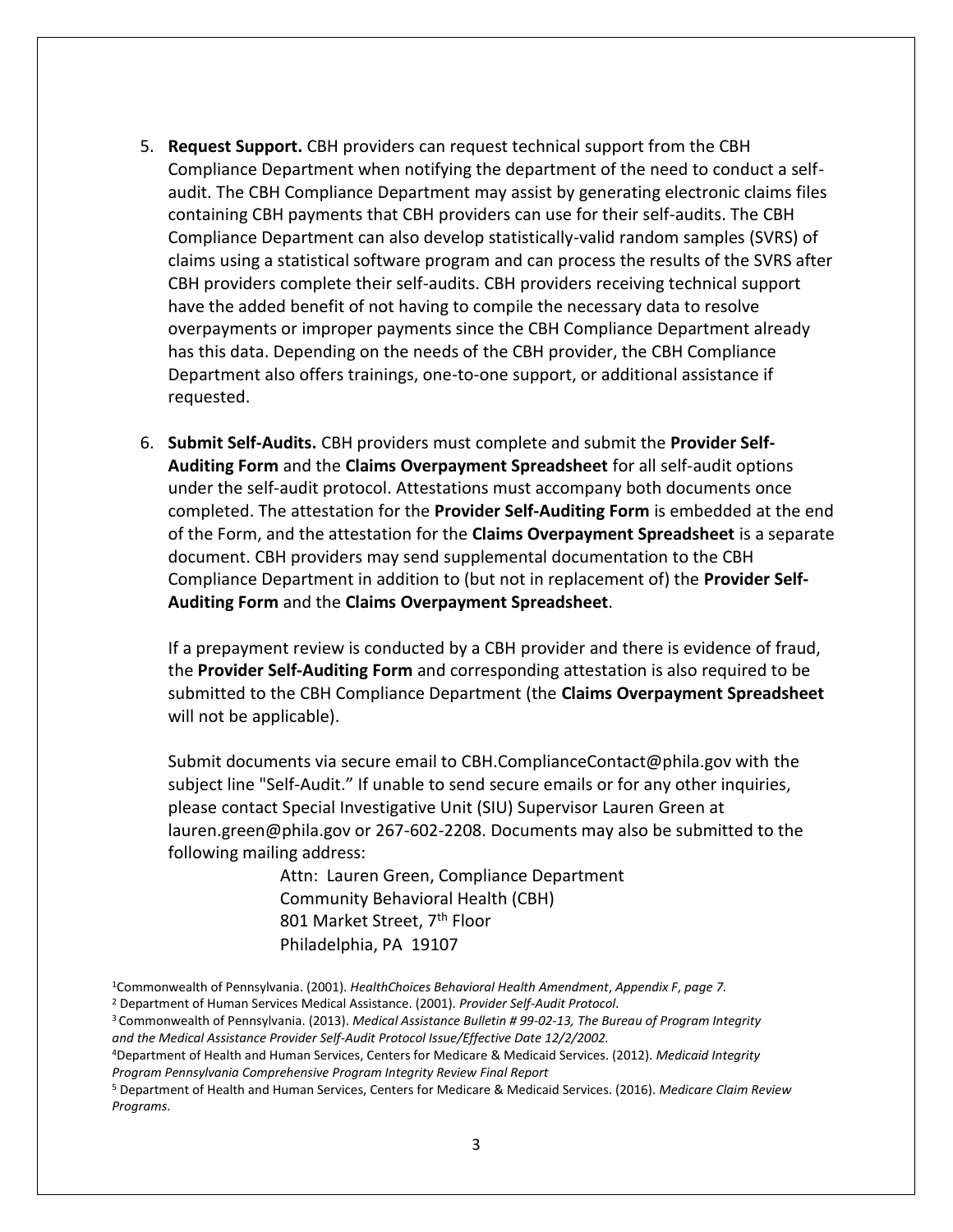5. **Request Support.** CBH providers can request technical support from the CBH Compliance Department when notifying the department of the need to conduct a self-audit. The CBH Compliance Department may assist by generating electronic claims files containing CBH payments that CBH providers can use for their self-audits. The CBH Compliance Department can also develop statistically-valid random samples (SVRS) of claims using a statistical software program and can process the results of the SVRS after CBH providers complete their self-audits. CBH providers receiving technical support have the added benefit of not having to compile the necessary data to resolve overpayments or improper payments since the CBH Compliance Department already has this data. Depending on the needs of the CBH provider, the CBH Compliance Department also offers trainings, one-to-one support, or additional assistance if requested.

6. **Submit Self-Audits.** CBH providers must complete and submit the **Provider Self-Auditing Form** and the **Claims Overpayment Spreadsheet** for all self-audit options under the self-audit protocol. Attestations must accompany both documents once completed. The attestation for the **Provider Self-Auditing Form** is embedded at the end of the Form, and the attestation for the **Claims Overpayment Spreadsheet** is a separate document. CBH providers may send supplemental documentation to the CBH Compliance Department in addition to (but not in replacement of) the **Provider Self-Auditing Form** and the **Claims Overpayment Spreadsheet**.

   If a prepayment review is conducted by a CBH provider and there is evidence of fraud, the **Provider Self-Auditing Form** and corresponding attestation is also required to be submitted to the CBH Compliance Department (the **Claims Overpayment Spreadsheet** will not be applicable).

   Submit documents via secure email to CBH.ComplianceContact@phila.gov with the subject line "Self-Audit." If unable to send secure emails or for any other inquiries, please contact Special Investigative Unit (SIU) Supervisor Lauren Green at lauren.green@phila.gov or 267-602-2208. Documents may also be submitted to the following mailing address:

   Attn: Lauren Green, Compliance Department
   Community Behavioral Health (CBH)
   801 Market Street, 7th Floor
   Philadelphia, PA 19107

[1] Commonwealth of Pennsylvania. (2001). *HealthChoices Behavioral Health Amendment*, *Appendix F*, *page 7.*
[2] Department of Human Services Medical Assistance. (2001). *Provider Self-Audit Protocol.*
[3] Commonwealth of Pennsylvania. (2013). *Medical Assistance Bulletin # 99-02-13, The Bureau of Program Integrity and the Medical Assistance Provider Self-Audit Protocol Issue/Effective Date 12/2/2002.*
[4] Department of Health and Human Services, Centers for Medicare & Medicaid Services. (2012). *Medicaid Integrity Program Pennsylvania Comprehensive Program Integrity Review Final Report*
[5] Department of Health and Human Services, Centers for Medicare & Medicaid Services. (2016). *Medicare Claim Review Programs.*